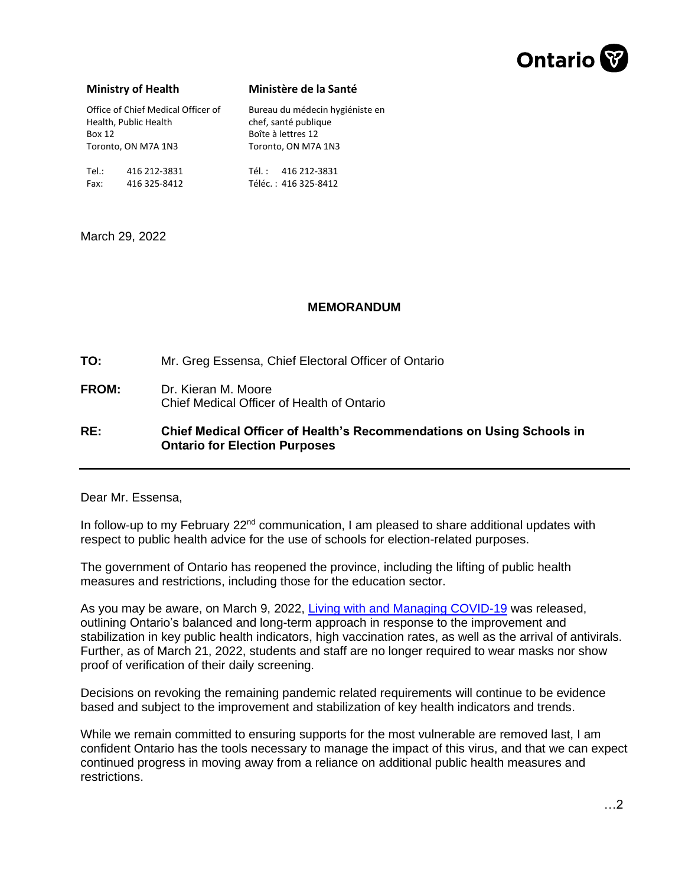Ontario

| Ministry of Health | Ministère de la Santé |
| --- | --- |
| Office of Chief Medical Officer of Health, Public Health<br>Box 12<br>Toronto, ON M7A 1N3 | Bureau du médecin hygiéniste en chef, santé publique<br>Boîte à lettres 12<br>Toronto, ON M7A 1N3 |
| Tel.: 416 212-3831<br>Fax: 416 325-8412 | Tél. : 416 212-3831<br>Téléc. : 416 325-8412 |

March 29, 2022

## MEMORANDUM

**TO:** Mr. Greg Essensa, Chief Electoral Officer of Ontario

**FROM:** Dr. Kieran M. Moore
Chief Medical Officer of Health of Ontario

**RE:** **Chief Medical Officer of Health's Recommendations on Using Schools in Ontario for Election Purposes**

---

Dear Mr. Essensa,

In follow-up to my February 22nd communication, I am pleased to share additional updates with respect to public health advice for the use of schools for election-related purposes.

The government of Ontario has reopened the province, including the lifting of public health measures and restrictions, including those for the education sector.

As you may be aware, on March 9, 2022, Living with and Managing COVID-19 was released, outlining Ontario's balanced and long-term approach in response to the improvement and stabilization in key public health indicators, high vaccination rates, as well as the arrival of antivirals. Further, as of March 21, 2022, students and staff are no longer required to wear masks nor show proof of verification of their daily screening.

Decisions on revoking the remaining pandemic related requirements will continue to be evidence based and subject to the improvement and stabilization of key health indicators and trends.

While we remain committed to ensuring supports for the most vulnerable are removed last, I am confident Ontario has the tools necessary to manage the impact of this virus, and that we can expect continued progress in moving away from a reliance on additional public health measures and restrictions.

…2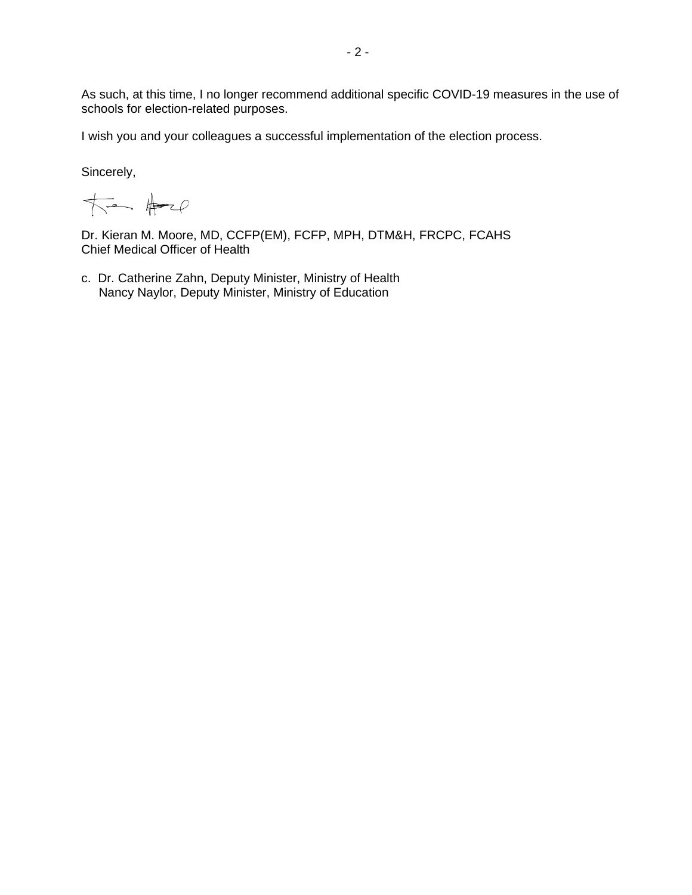As such, at this time, I no longer recommend additional specific COVID-19 measures in the use of schools for election-related purposes.

I wish you and your colleagues a successful implementation of the election process.

Sincerely,

Dr. Kieran M. Moore, MD, CCFP(EM), FCFP, MPH, DTM&H, FRCPC, FCAHS
Chief Medical Officer of Health

c. Dr. Catherine Zahn, Deputy Minister, Ministry of Health
Nancy Naylor, Deputy Minister, Ministry of Education